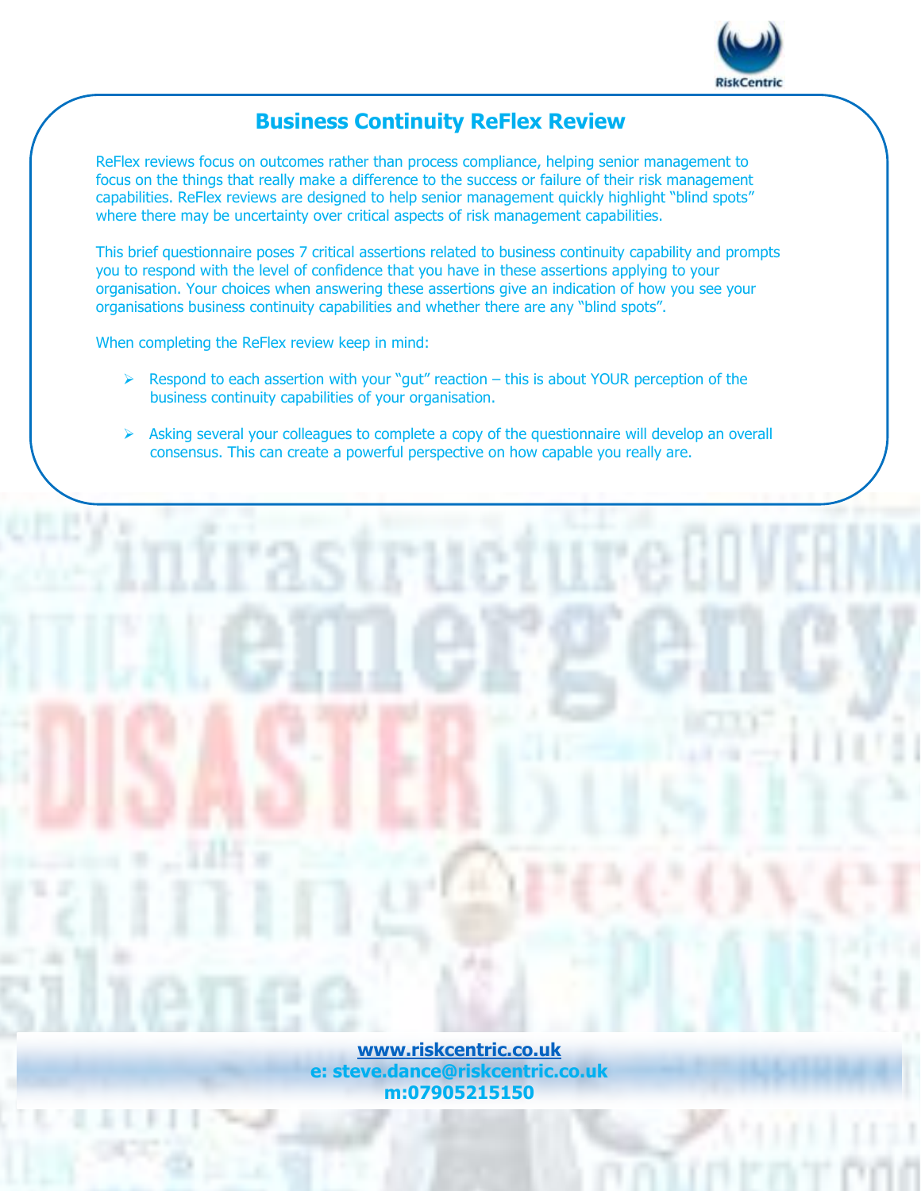# Business Continuity ReFlex Review

ReFlex reviews focus on outcomes rather than process compliance, helping senior management to focus on the things that really make a difference to the success or failure of their risk management capabilities. ReFlex reviews are designed to help senior management quickly highlight "blind spots" where there may be uncertainty over critical aspects of risk management capabilities.

This brief questionnaire poses 7 critical assertions related to business continuity capability and prompts you to respond with the level of confidence that you have in these assertions applying to your organisation. Your choices when answering these assertions give an indication of how you see your organisations business continuity capabilities and whether there are any "blind spots".

When completing the ReFlex review keep in mind:

- Respond to each assertion with your "gut" reaction – this is about YOUR perception of the business continuity capabilities of your organisation.
- Asking several your colleagues to complete a copy of the questionnaire will develop an overall consensus. This can create a powerful perspective on how capable you really are.

**www.riskcentric.co.uk**
**e: steve.dance@riskcentric.co.uk**
**m:07905215150**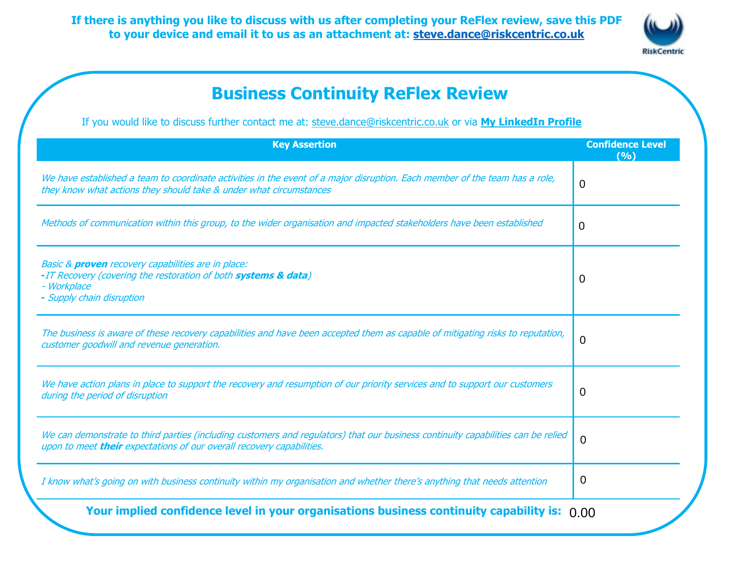**If there is anything you like to discuss with us after completing your ReFlex review, save this PDF to your device and email it to us as an attachment at: steve.dance@riskcentric.co.uk**

RiskCentric

# Business Continuity ReFlex Review

If you would like to discuss further contact me at: steve.dance@riskcentric.co.uk or via **My LinkedIn Profile**

| Key Assertion | Confidence Level (%) |
|---|---|
| *We have established a team to coordinate activities in the event of a major disruption. Each member of the team has a role, they know what actions they should take & under what circumstances* | 0 |
| *Methods of communication within this group, to the wider organisation and impacted stakeholders have been established* | 0 |
| *Basic & **proven** recovery capabilities are in place:* <br> *-IT Recovery (covering the restoration of both **systems & data**)* <br> *- Workplace* <br> *- Supply chain disruption* | 0 |
| *The business is aware of these recovery capabilities and have been accepted them as capable of mitigating risks to reputation, customer goodwill and revenue generation.* | 0 |
| *We have action plans in place to support the recovery and resumption of our priority services and to support our customers during the period of disruption* | 0 |
| *We can demonstrate to third parties (including customers and regulators) that our business continuity capabilities can be relied upon to meet **their** expectations of our overall recovery capabilities.* | 0 |
| *I know what's going on with business continuity within my organisation and whether there's anything that needs attention* | 0 |

**Your implied confidence level in your organisations business continuity capability is:** 0.00